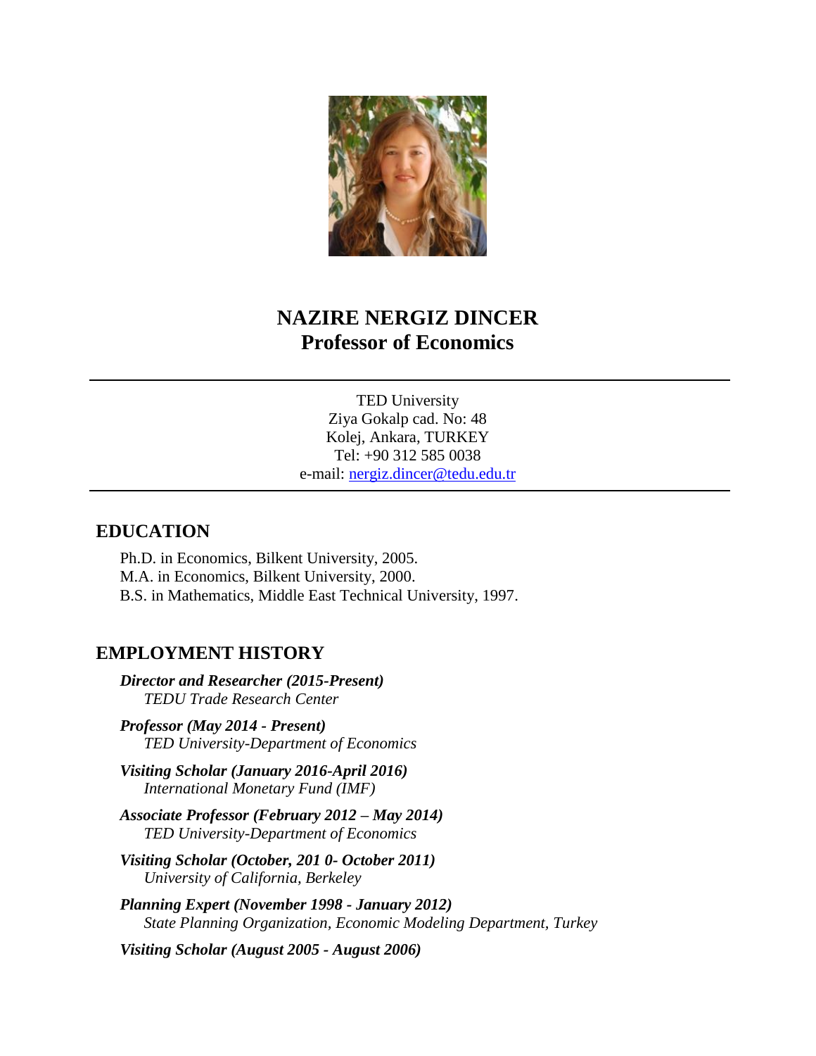# NAZIRE NERGIZ DINCER
## Professor of Economics

---

TED University
Ziya Gokalp cad. No: 48
Kolej, Ankara, TURKEY
Tel: +90 312 585 0038
e-mail: nergiz.dincer@tedu.edu.tr

---

## EDUCATION

Ph.D. in Economics, Bilkent University, 2005.
M.A. in Economics, Bilkent University, 2000.
B.S. in Mathematics, Middle East Technical University, 1997.

## EMPLOYMENT HISTORY

***Director and Researcher (2015-Present)***
*TEDU Trade Research Center*

***Professor (May 2014 - Present)***
*TED University-Department of Economics*

***Visiting Scholar (January 2016-April 2016)***
*International Monetary Fund (IMF)*

***Associate Professor (February 2012 – May 2014)***
*TED University-Department of Economics*

***Visiting Scholar (October, 201 0- October 2011)***
*University of California, Berkeley*

***Planning Expert (November 1998 - January 2012)***
*State Planning Organization, Economic Modeling Department, Turkey*

***Visiting Scholar (August 2005 - August 2006)***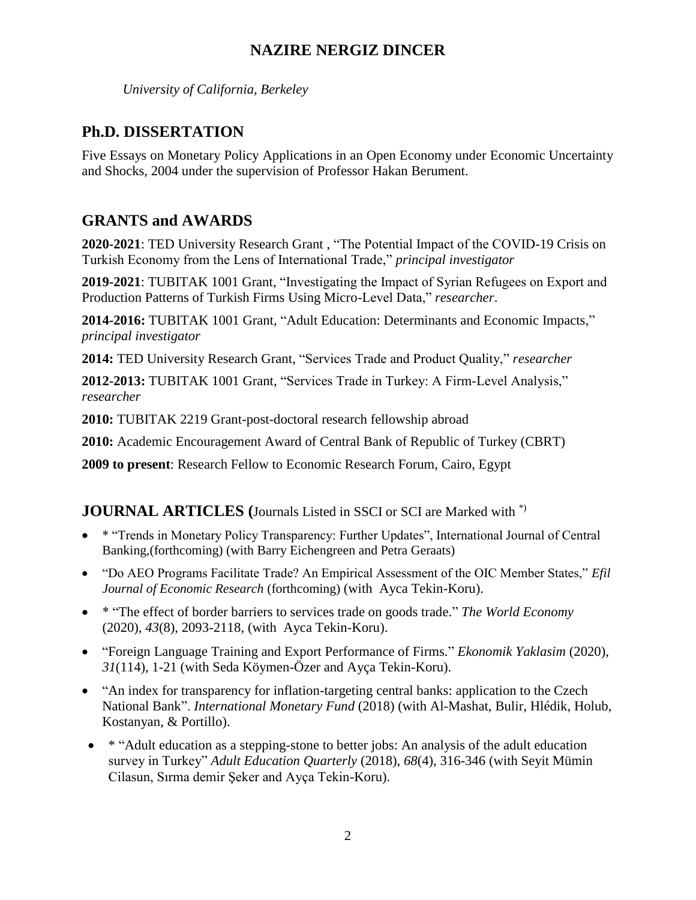# NAZIRE NERGIZ DINCER

*University of California, Berkeley*

## Ph.D. DISSERTATION

Five Essays on Monetary Policy Applications in an Open Economy under Economic Uncertainty and Shocks, 2004 under the supervision of Professor Hakan Berument.

## GRANTS and AWARDS

**2020-2021**: TED University Research Grant , "The Potential Impact of the COVID-19 Crisis on Turkish Economy from the Lens of International Trade," *principal investigator*

**2019-2021**: TUBITAK 1001 Grant, "Investigating the Impact of Syrian Refugees on Export and Production Patterns of Turkish Firms Using Micro-Level Data," *researcher*.

**2014-2016:** TUBITAK 1001 Grant, "Adult Education: Determinants and Economic Impacts," *principal investigator*

**2014:** TED University Research Grant, "Services Trade and Product Quality," *researcher*

**2012-2013:** TUBITAK 1001 Grant, "Services Trade in Turkey: A Firm-Level Analysis," *researcher*

**2010:** TUBITAK 2219 Grant-post-doctoral research fellowship abroad

**2010:** Academic Encouragement Award of Central Bank of Republic of Turkey (CBRT)

**2009 to present**: Research Fellow to Economic Research Forum, Cairo, Egypt

## JOURNAL ARTICLES (Journals Listed in SSCI or SCI are Marked with *)

- * "Trends in Monetary Policy Transparency: Further Updates", International Journal of Central Banking,(forthcoming) (with Barry Eichengreen and Petra Geraats)
- "Do AEO Programs Facilitate Trade? An Empirical Assessment of the OIC Member States," *Efil Journal of Economic Research* (forthcoming) (with Ayca Tekin-Koru).
- * "The effect of border barriers to services trade on goods trade." *The World Economy* (2020), *43*(8), 2093-2118, (with Ayca Tekin-Koru).
- "Foreign Language Training and Export Performance of Firms." *Ekonomik Yaklasim* (2020), *31*(114), 1-21 (with Seda Köymen-Özer and Ayça Tekin-Koru).
- "An index for transparency for inflation-targeting central banks: application to the Czech National Bank". *International Monetary Fund* (2018) (with Al-Mashat, Bulir, Hlédik, Holub, Kostanyan, & Portillo).
- * "Adult education as a stepping-stone to better jobs: An analysis of the adult education survey in Turkey" *Adult Education Quarterly* (2018), *68*(4), 316-346 (with Seyit Mümin Cilasun, Sırma demir Şeker and Ayça Tekin-Koru).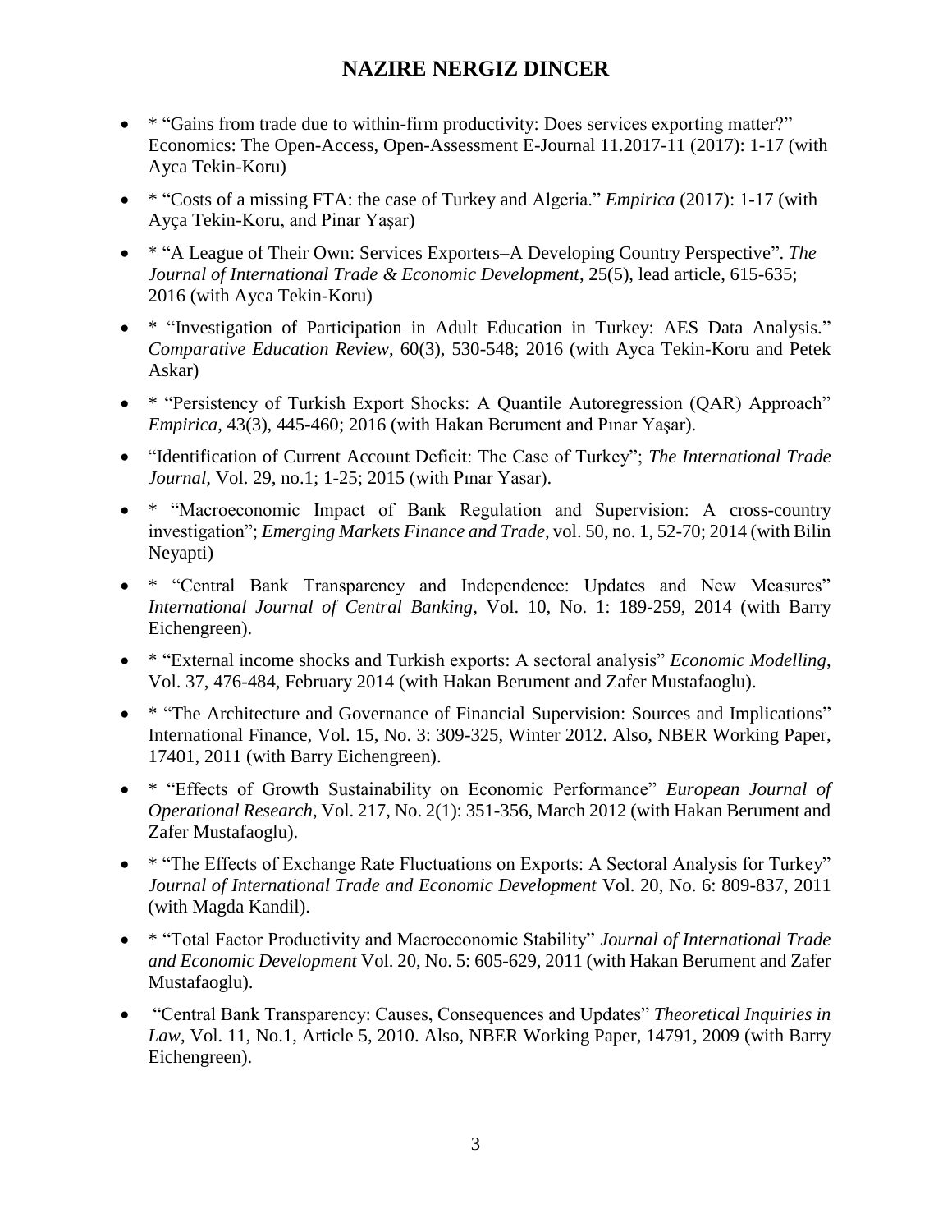- * "Gains from trade due to within-firm productivity: Does services exporting matter?" Economics: The Open-Access, Open-Assessment E-Journal 11.2017-11 (2017): 1-17 (with Ayca Tekin-Koru)
- * "Costs of a missing FTA: the case of Turkey and Algeria." *Empirica* (2017): 1-17 (with Ayça Tekin-Koru, and Pinar Yaşar)
- * "A League of Their Own: Services Exporters–A Developing Country Perspective". *The Journal of International Trade & Economic Development*, 25(5), lead article, 615-635; 2016 (with Ayca Tekin-Koru)
- * "Investigation of Participation in Adult Education in Turkey: AES Data Analysis." *Comparative Education Review*, 60(3), 530-548; 2016 (with Ayca Tekin-Koru and Petek Askar)
- * "Persistency of Turkish Export Shocks: A Quantile Autoregression (QAR) Approach" *Empirica*, 43(3), 445-460; 2016 (with Hakan Berument and Pınar Yaşar).
- "Identification of Current Account Deficit: The Case of Turkey"; *The International Trade Journal*, Vol. 29, no.1; 1-25; 2015 (with Pınar Yasar).
- * "Macroeconomic Impact of Bank Regulation and Supervision: A cross-country investigation"; *Emerging Markets Finance and Trade*, vol. 50, no. 1, 52-70; 2014 (with Bilin Neyapti)
- * "Central Bank Transparency and Independence: Updates and New Measures" *International Journal of Central Banking*, Vol. 10, No. 1: 189-259, 2014 (with Barry Eichengreen).
- * "External income shocks and Turkish exports: A sectoral analysis" *Economic Modelling*, Vol. 37, 476-484, February 2014 (with Hakan Berument and Zafer Mustafaoglu).
- * "The Architecture and Governance of Financial Supervision: Sources and Implications" International Finance, Vol. 15, No. 3: 309-325, Winter 2012. Also, NBER Working Paper, 17401, 2011 (with Barry Eichengreen).
- * "Effects of Growth Sustainability on Economic Performance" *European Journal of Operational Research*, Vol. 217, No. 2(1): 351-356, March 2012 (with Hakan Berument and Zafer Mustafaoglu).
- * "The Effects of Exchange Rate Fluctuations on Exports: A Sectoral Analysis for Turkey" *Journal of International Trade and Economic Development* Vol. 20, No. 6: 809-837, 2011 (with Magda Kandil).
- * "Total Factor Productivity and Macroeconomic Stability" *Journal of International Trade and Economic Development* Vol. 20, No. 5: 605-629, 2011 (with Hakan Berument and Zafer Mustafaoglu).
- "Central Bank Transparency: Causes, Consequences and Updates" *Theoretical Inquiries in Law*, Vol. 11, No.1, Article 5, 2010. Also, NBER Working Paper, 14791, 2009 (with Barry Eichengreen).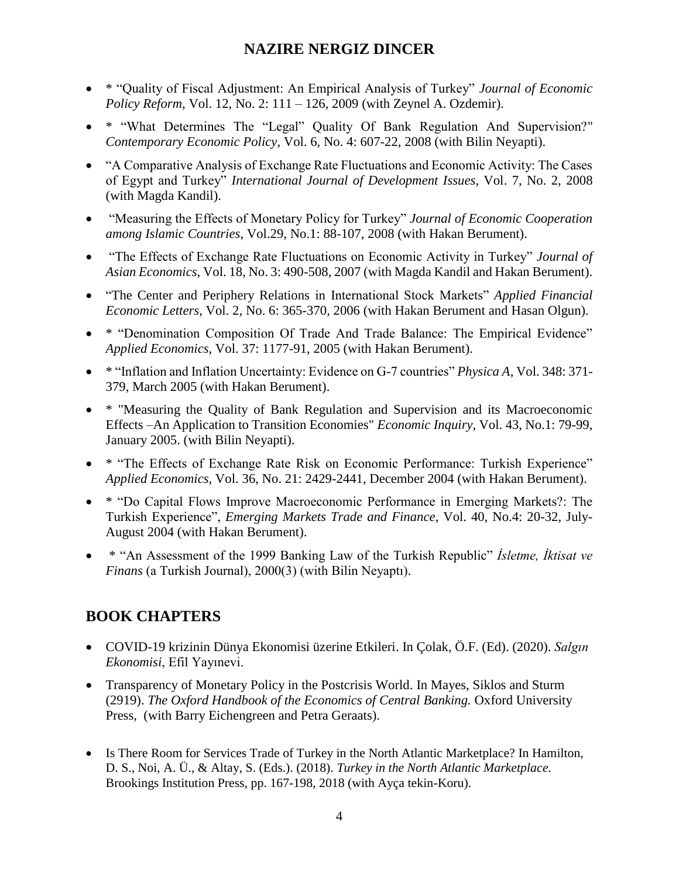- * “Quality of Fiscal Adjustment: An Empirical Analysis of Turkey” *Journal of Economic Policy Reform*, Vol. 12, No. 2: 111 – 126, 2009 (with Zeynel A. Ozdemir).
- * “What Determines The “Legal” Quality Of Bank Regulation And Supervision?" *Contemporary Economic Policy*, Vol. 6, No. 4: 607-22, 2008 (with Bilin Neyapti).
- “A Comparative Analysis of Exchange Rate Fluctuations and Economic Activity: The Cases of Egypt and Turkey” *International Journal of Development Issues*, Vol. 7, No. 2, 2008 (with Magda Kandil).
- “Measuring the Effects of Monetary Policy for Turkey” *Journal of Economic Cooperation among Islamic Countries*, Vol.29, No.1: 88-107, 2008 (with Hakan Berument).
- “The Effects of Exchange Rate Fluctuations on Economic Activity in Turkey” *Journal of Asian Economics*, Vol. 18, No. 3: 490-508, 2007 (with Magda Kandil and Hakan Berument).
- “The Center and Periphery Relations in International Stock Markets” *Applied Financial Economic Letters*, Vol. 2, No. 6: 365-370, 2006 (with Hakan Berument and Hasan Olgun).
- * “Denomination Composition Of Trade And Trade Balance: The Empirical Evidence” *Applied Economics*, Vol. 37: 1177-91, 2005 (with Hakan Berument).
- * “Inflation and Inflation Uncertainty: Evidence on G-7 countries” *Physica A*, Vol. 348: 371-379, March 2005 (with Hakan Berument).
- * "Measuring the Quality of Bank Regulation and Supervision and its Macroeconomic Effects –An Application to Transition Economies" *Economic Inquiry*, Vol. 43, No.1: 79-99, January 2005. (with Bilin Neyapti).
- * “The Effects of Exchange Rate Risk on Economic Performance: Turkish Experience” *Applied Economics*, Vol. 36, No. 21: 2429-2441, December 2004 (with Hakan Berument).
- * “Do Capital Flows Improve Macroeconomic Performance in Emerging Markets?: The Turkish Experience”, *Emerging Markets Trade and Finance*, Vol. 40, No.4: 20-32, July-August 2004 (with Hakan Berument).
- * “An Assessment of the 1999 Banking Law of the Turkish Republic” *İsletme, İktisat ve Finans* (a Turkish Journal), 2000(3) (with Bilin Neyaptı).

## BOOK CHAPTERS

- COVID-19 krizinin Dünya Ekonomisi üzerine Etkileri. In Çolak, Ö.F. (Ed). (2020). *Salgın Ekonomisi*, Efil Yayınevi.
- Transparency of Monetary Policy in the Postcrisis World. In Mayes, Siklos and Sturm (2919). *The Oxford Handbook of the Economics of Central Banking.* Oxford University Press, (with Barry Eichengreen and Petra Geraats).
- Is There Room for Services Trade of Turkey in the North Atlantic Marketplace? In Hamilton, D. S., Noi, A. Ü., & Altay, S. (Eds.). (2018). *Turkey in the North Atlantic Marketplace.* Brookings Institution Press, pp. 167-198, 2018 (with Ayça tekin-Koru).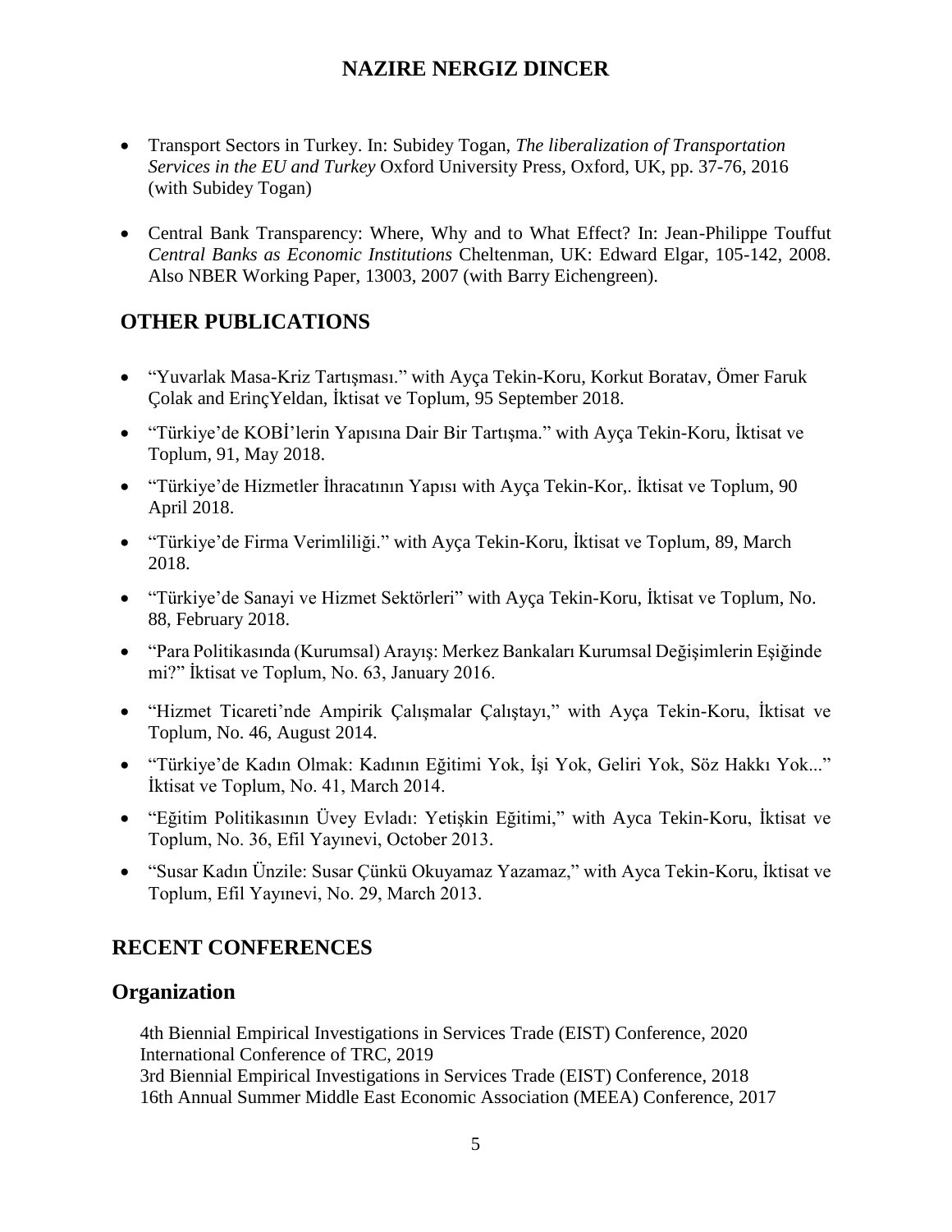- Transport Sectors in Turkey. In: Subidey Togan, *The liberalization of Transportation Services in the EU and Turkey* Oxford University Press, Oxford, UK, pp. 37-76, 2016 (with Subidey Togan)

- Central Bank Transparency: Where, Why and to What Effect? In: Jean-Philippe Touffut *Central Banks as Economic Institutions* Cheltenman, UK: Edward Elgar, 105-142, 2008. Also NBER Working Paper, 13003, 2007 (with Barry Eichengreen).

## OTHER PUBLICATIONS

- "Yuvarlak Masa-Kriz Tartışması." with Ayça Tekin-Koru, Korkut Boratav, Ömer Faruk Çolak and ErinçYeldan, İktisat ve Toplum, 95 September 2018.
- "Türkiye'de KOBİ'lerin Yapısına Dair Bir Tartışma." with Ayça Tekin-Koru, İktisat ve Toplum, 91, May 2018.
- "Türkiye'de Hizmetler İhracatının Yapısı with Ayça Tekin-Kor,. İktisat ve Toplum, 90 April 2018.
- "Türkiye'de Firma Verimliliği." with Ayça Tekin-Koru, İktisat ve Toplum, 89, March 2018.
- "Türkiye'de Sanayi ve Hizmet Sektörleri" with Ayça Tekin-Koru, İktisat ve Toplum, No. 88, February 2018.
- "Para Politikasında (Kurumsal) Arayış: Merkez Bankaları Kurumsal Değişimlerin Eşiğinde mi?" İktisat ve Toplum, No. 63, January 2016.
- "Hizmet Ticareti'nde Ampirik Çalışmalar Çalıştayı," with Ayça Tekin-Koru, İktisat ve Toplum, No. 46, August 2014.
- "Türkiye'de Kadın Olmak: Kadının Eğitimi Yok, İşi Yok, Geliri Yok, Söz Hakkı Yok..." İktisat ve Toplum, No. 41, March 2014.
- "Eğitim Politikasının Üvey Evladı: Yetişkin Eğitimi," with Ayca Tekin-Koru, İktisat ve Toplum, No. 36, Efil Yayınevi, October 2013.
- "Susar Kadın Ünzile: Susar Çünkü Okuyamaz Yazamaz," with Ayca Tekin-Koru, İktisat ve Toplum, Efil Yayınevi, No. 29, March 2013.

## RECENT CONFERENCES

### Organization

4th Biennial Empirical Investigations in Services Trade (EIST) Conference, 2020
International Conference of TRC, 2019
3rd Biennial Empirical Investigations in Services Trade (EIST) Conference, 2018
16th Annual Summer Middle East Economic Association (MEEA) Conference, 2017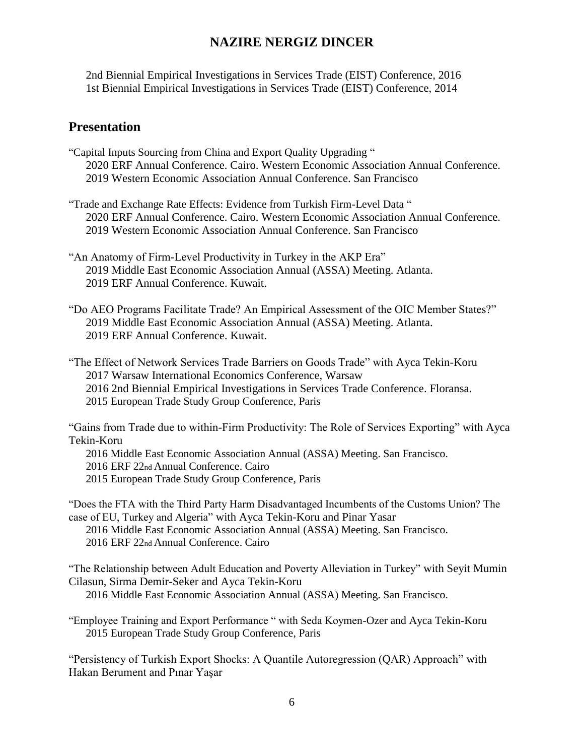2nd Biennial Empirical Investigations in Services Trade (EIST) Conference, 2016
1st Biennial Empirical Investigations in Services Trade (EIST) Conference, 2014

## Presentation

"Capital Inputs Sourcing from China and Export Quality Upgrading "
2020 ERF Annual Conference. Cairo. Western Economic Association Annual Conference.
2019 Western Economic Association Annual Conference. San Francisco

"Trade and Exchange Rate Effects: Evidence from Turkish Firm-Level Data "
2020 ERF Annual Conference. Cairo. Western Economic Association Annual Conference.
2019 Western Economic Association Annual Conference. San Francisco

"An Anatomy of Firm-Level Productivity in Turkey in the AKP Era"
2019 Middle East Economic Association Annual (ASSA) Meeting. Atlanta.
2019 ERF Annual Conference. Kuwait.

"Do AEO Programs Facilitate Trade? An Empirical Assessment of the OIC Member States?"
2019 Middle East Economic Association Annual (ASSA) Meeting. Atlanta.
2019 ERF Annual Conference. Kuwait.

"The Effect of Network Services Trade Barriers on Goods Trade" with Ayca Tekin-Koru
2017 Warsaw International Economics Conference, Warsaw
2016 2nd Biennial Empirical Investigations in Services Trade Conference. Floransa.
2015 European Trade Study Group Conference, Paris

"Gains from Trade due to within-Firm Productivity: The Role of Services Exporting" with Ayca Tekin-Koru
2016 Middle East Economic Association Annual (ASSA) Meeting. San Francisco.
2016 ERF 22nd Annual Conference. Cairo
2015 European Trade Study Group Conference, Paris

"Does the FTA with the Third Party Harm Disadvantaged Incumbents of the Customs Union? The case of EU, Turkey and Algeria" with Ayca Tekin-Koru and Pinar Yasar
2016 Middle East Economic Association Annual (ASSA) Meeting. San Francisco.
2016 ERF 22nd Annual Conference. Cairo

"The Relationship between Adult Education and Poverty Alleviation in Turkey" with Seyit Mumin Cilasun, Sirma Demir-Seker and Ayca Tekin-Koru
2016 Middle East Economic Association Annual (ASSA) Meeting. San Francisco.

"Employee Training and Export Performance " with Seda Koymen-Ozer and Ayca Tekin-Koru
2015 European Trade Study Group Conference, Paris

"Persistency of Turkish Export Shocks: A Quantile Autoregression (QAR) Approach" with Hakan Berument and Pınar Yaşar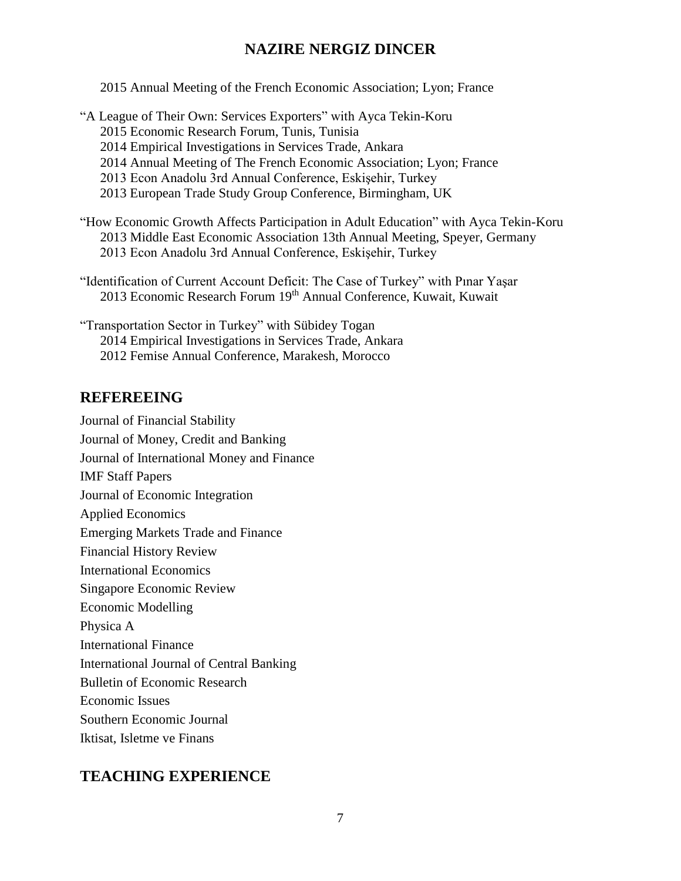2015 Annual Meeting of the French Economic Association; Lyon; France

"A League of Their Own: Services Exporters" with Ayca Tekin-Koru
- 2015 Economic Research Forum, Tunis, Tunisia
- 2014 Empirical Investigations in Services Trade, Ankara
- 2014 Annual Meeting of The French Economic Association; Lyon; France
- 2013 Econ Anadolu 3rd Annual Conference, Eskişehir, Turkey
- 2013 European Trade Study Group Conference, Birmingham, UK

"How Economic Growth Affects Participation in Adult Education" with Ayca Tekin-Koru
- 2013 Middle East Economic Association 13th Annual Meeting, Speyer, Germany
- 2013 Econ Anadolu 3rd Annual Conference, Eskişehir, Turkey

"Identification of Current Account Deficit: The Case of Turkey" with Pınar Yaşar
- 2013 Economic Research Forum 19th Annual Conference, Kuwait, Kuwait

"Transportation Sector in Turkey" with Sübidey Togan
- 2014 Empirical Investigations in Services Trade, Ankara
- 2012 Femise Annual Conference, Marakesh, Morocco

## REFEREEING

Journal of Financial Stability
Journal of Money, Credit and Banking
Journal of International Money and Finance
IMF Staff Papers
Journal of Economic Integration
Applied Economics
Emerging Markets Trade and Finance
Financial History Review
International Economics
Singapore Economic Review
Economic Modelling
Physica A
International Finance
International Journal of Central Banking
Bulletin of Economic Research
Economic Issues
Southern Economic Journal
Iktisat, Isletme ve Finans

## TEACHING EXPERIENCE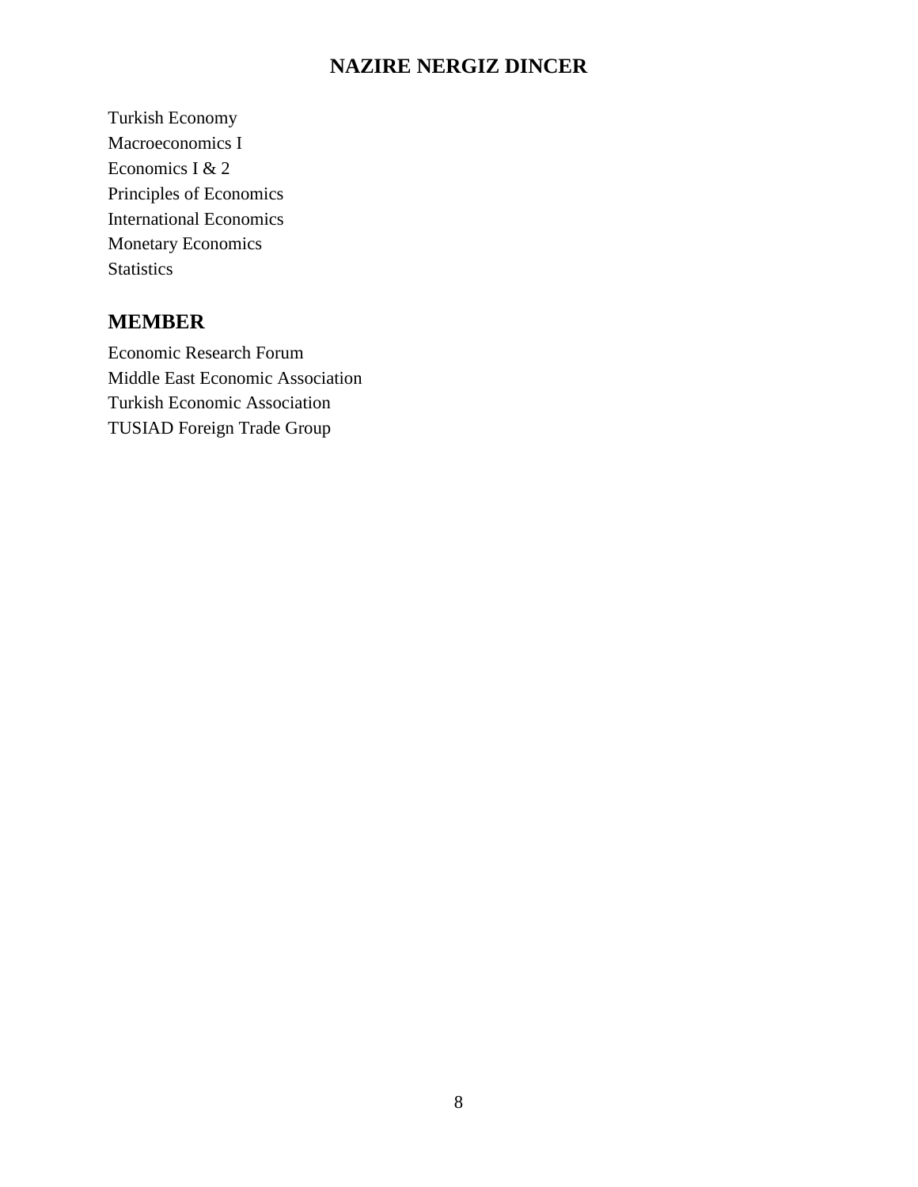Turkish Economy
Macroeconomics I
Economics I & 2
Principles of Economics
International Economics
Monetary Economics
Statistics

## MEMBER

Economic Research Forum
Middle East Economic Association
Turkish Economic Association
TUSIAD Foreign Trade Group